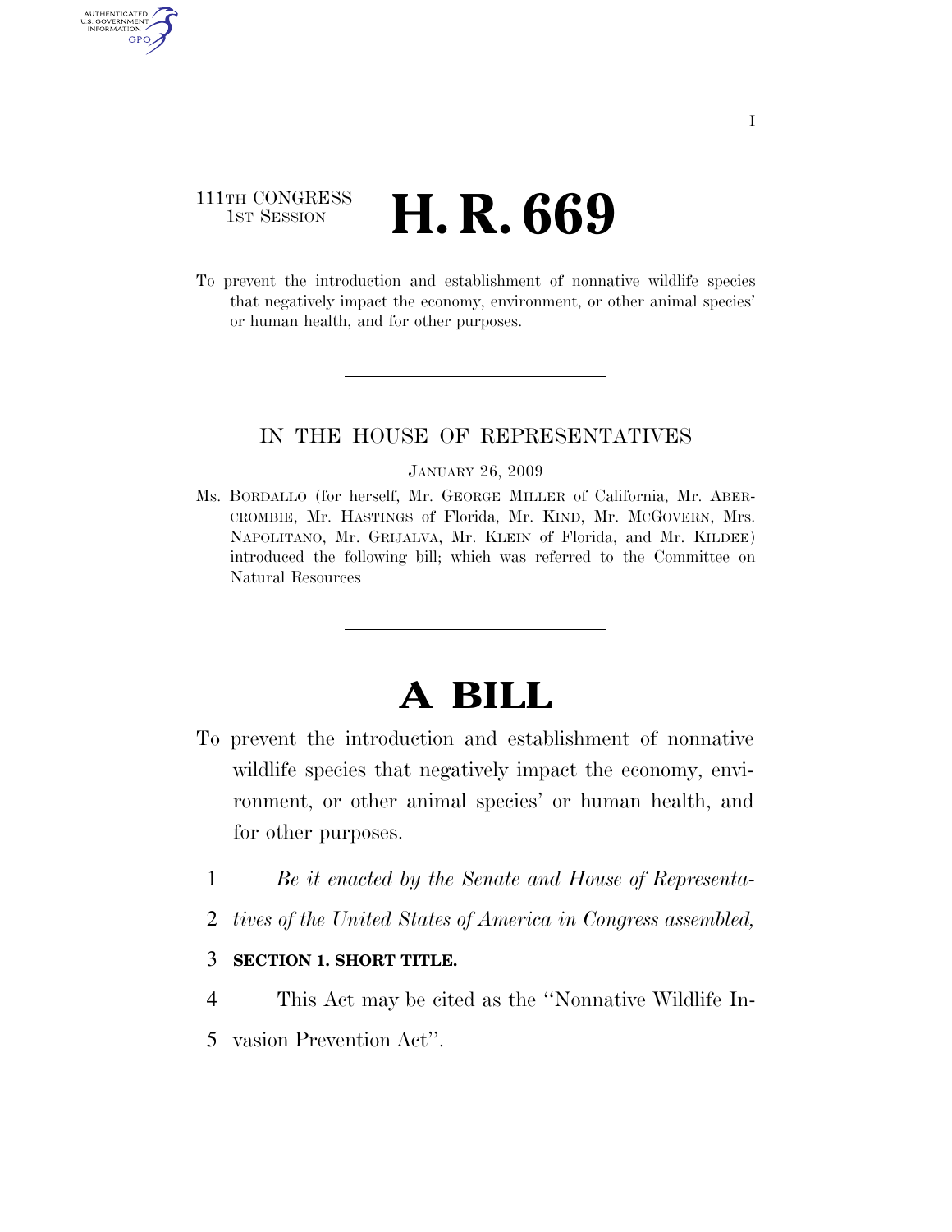111TH CONGRESS
1ST SESSION

# H. R. 669

To prevent the introduction and establishment of nonnative wildlife species that negatively impact the economy, environment, or other animal species' or human health, and for other purposes.

IN THE HOUSE OF REPRESENTATIVES

JANUARY 26, 2009

Ms. BORDALLO (for herself, Mr. GEORGE MILLER of California, Mr. ABERCROMBIE, Mr. HASTINGS of Florida, Mr. KIND, Mr. MCGOVERN, Mrs. NAPOLITANO, Mr. GRIJALVA, Mr. KLEIN of Florida, and Mr. KILDEE) introduced the following bill; which was referred to the Committee on Natural Resources

# A BILL

To prevent the introduction and establishment of nonnative wildlife species that negatively impact the economy, environment, or other animal species' or human health, and for other purposes.

1 *Be it enacted by the Senate and House of Representa-*
2 *tives of the United States of America in Congress assembled,*

3 **SECTION 1. SHORT TITLE.**

4 This Act may be cited as the ''Nonnative Wildlife In-
5 vasion Prevention Act''.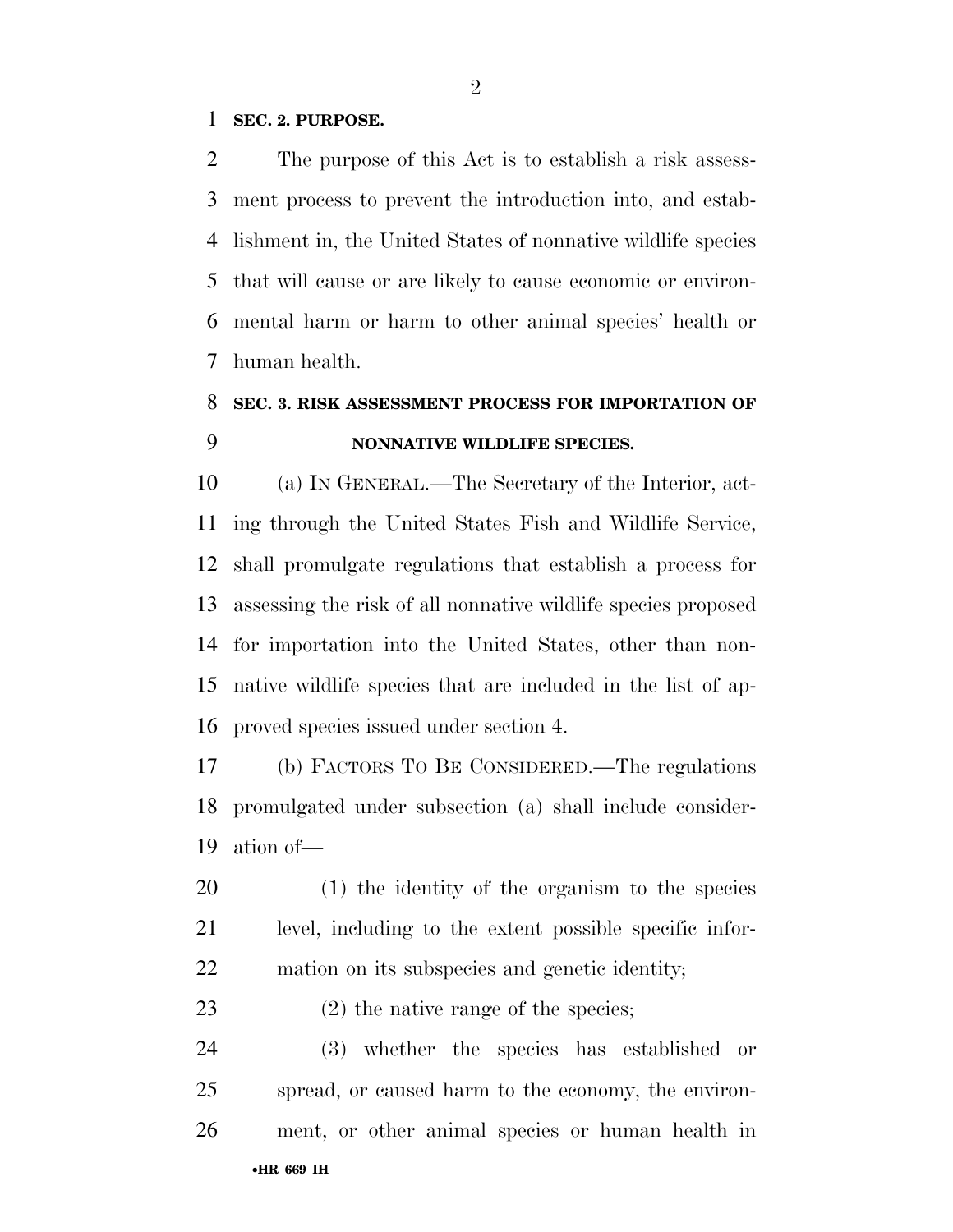**SEC. 2. PURPOSE.**

The purpose of this Act is to establish a risk assessment process to prevent the introduction into, and establishment in, the United States of nonnative wildlife species that will cause or are likely to cause economic or environmental harm or harm to other animal species' health or human health.

**SEC. 3. RISK ASSESSMENT PROCESS FOR IMPORTATION OF NONNATIVE WILDLIFE SPECIES.**

(a) IN GENERAL.—The Secretary of the Interior, acting through the United States Fish and Wildlife Service, shall promulgate regulations that establish a process for assessing the risk of all nonnative wildlife species proposed for importation into the United States, other than nonnative wildlife species that are included in the list of approved species issued under section 4.

(b) FACTORS TO BE CONSIDERED.—The regulations promulgated under subsection (a) shall include consideration of—

(1) the identity of the organism to the species level, including to the extent possible specific information on its subspecies and genetic identity;

(2) the native range of the species;

(3) whether the species has established or spread, or caused harm to the economy, the environment, or other animal species or human health in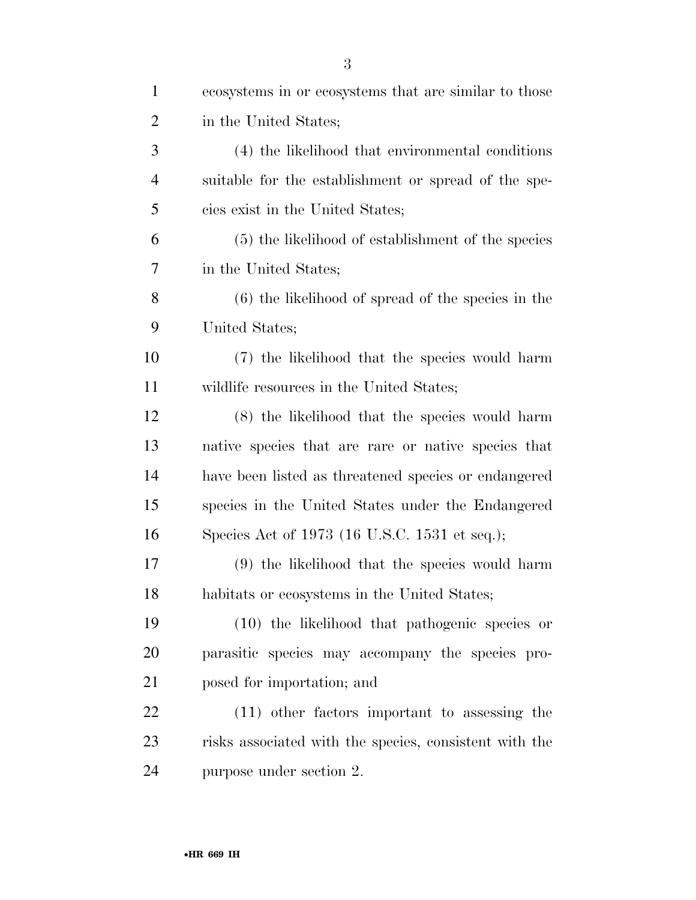ecosystems in or ecosystems that are similar to those in the United States;

(4) the likelihood that environmental conditions suitable for the establishment or spread of the species exist in the United States;

(5) the likelihood of establishment of the species in the United States;

(6) the likelihood of spread of the species in the United States;

(7) the likelihood that the species would harm wildlife resources in the United States;

(8) the likelihood that the species would harm native species that are rare or native species that have been listed as threatened species or endangered species in the United States under the Endangered Species Act of 1973 (16 U.S.C. 1531 et seq.);

(9) the likelihood that the species would harm habitats or ecosystems in the United States;

(10) the likelihood that pathogenic species or parasitic species may accompany the species proposed for importation; and

(11) other factors important to assessing the risks associated with the species, consistent with the purpose under section 2.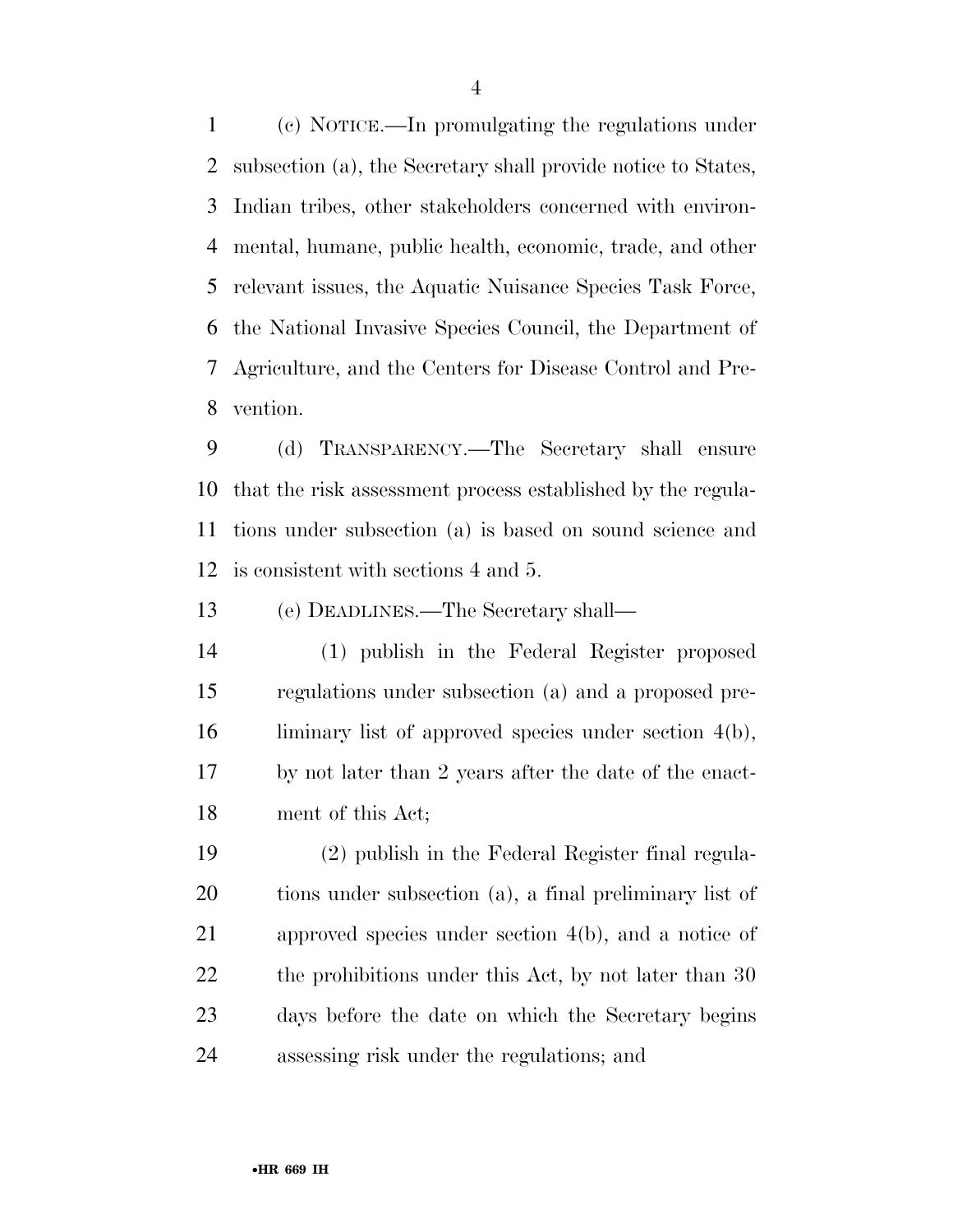(c) NOTICE.—In promulgating the regulations under subsection (a), the Secretary shall provide notice to States, Indian tribes, other stakeholders concerned with environmental, humane, public health, economic, trade, and other relevant issues, the Aquatic Nuisance Species Task Force, the National Invasive Species Council, the Department of Agriculture, and the Centers for Disease Control and Prevention.

(d) TRANSPARENCY.—The Secretary shall ensure that the risk assessment process established by the regulations under subsection (a) is based on sound science and is consistent with sections 4 and 5.

(e) DEADLINES.—The Secretary shall—

(1) publish in the Federal Register proposed regulations under subsection (a) and a proposed preliminary list of approved species under section 4(b), by not later than 2 years after the date of the enactment of this Act;

(2) publish in the Federal Register final regulations under subsection (a), a final preliminary list of approved species under section 4(b), and a notice of the prohibitions under this Act, by not later than 30 days before the date on which the Secretary begins assessing risk under the regulations; and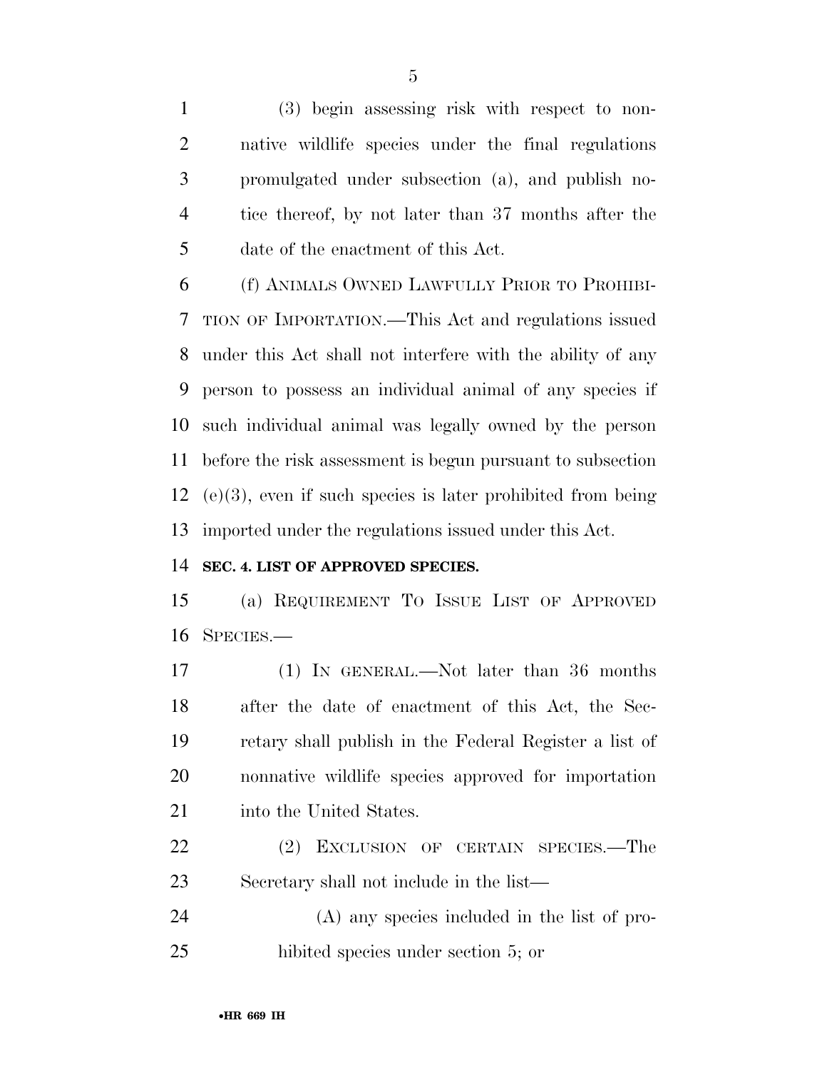(3) begin assessing risk with respect to non-native wildlife species under the final regulations promulgated under subsection (a), and publish notice thereof, by not later than 37 months after the date of the enactment of this Act.

(f) ANIMALS OWNED LAWFULLY PRIOR TO PROHIBITION OF IMPORTATION.—This Act and regulations issued under this Act shall not interfere with the ability of any person to possess an individual animal of any species if such individual animal was legally owned by the person before the risk assessment is begun pursuant to subsection (e)(3), even if such species is later prohibited from being imported under the regulations issued under this Act.

**SEC. 4. LIST OF APPROVED SPECIES.**

(a) REQUIREMENT TO ISSUE LIST OF APPROVED SPECIES.—

(1) IN GENERAL.—Not later than 36 months after the date of enactment of this Act, the Secretary shall publish in the Federal Register a list of nonnative wildlife species approved for importation into the United States.

(2) EXCLUSION OF CERTAIN SPECIES.—The Secretary shall not include in the list—

(A) any species included in the list of prohibited species under section 5; or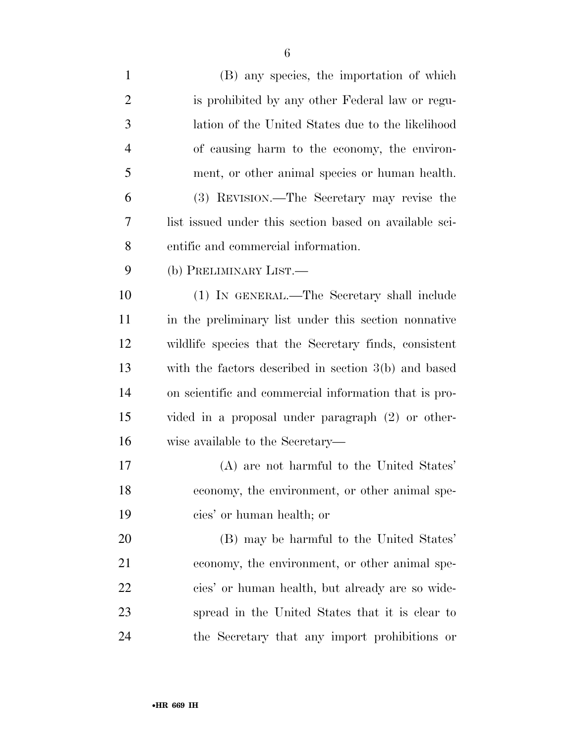(B) any species, the importation of which is prohibited by any other Federal law or regulation of the United States due to the likelihood of causing harm to the economy, the environment, or other animal species or human health.

(3) REVISION.—The Secretary may revise the list issued under this section based on available scientific and commercial information.

(b) PRELIMINARY LIST.—

(1) IN GENERAL.—The Secretary shall include in the preliminary list under this section nonnative wildlife species that the Secretary finds, consistent with the factors described in section 3(b) and based on scientific and commercial information that is provided in a proposal under paragraph (2) or otherwise available to the Secretary—

(A) are not harmful to the United States' economy, the environment, or other animal species' or human health; or

(B) may be harmful to the United States' economy, the environment, or other animal species' or human health, but already are so widespread in the United States that it is clear to the Secretary that any import prohibitions or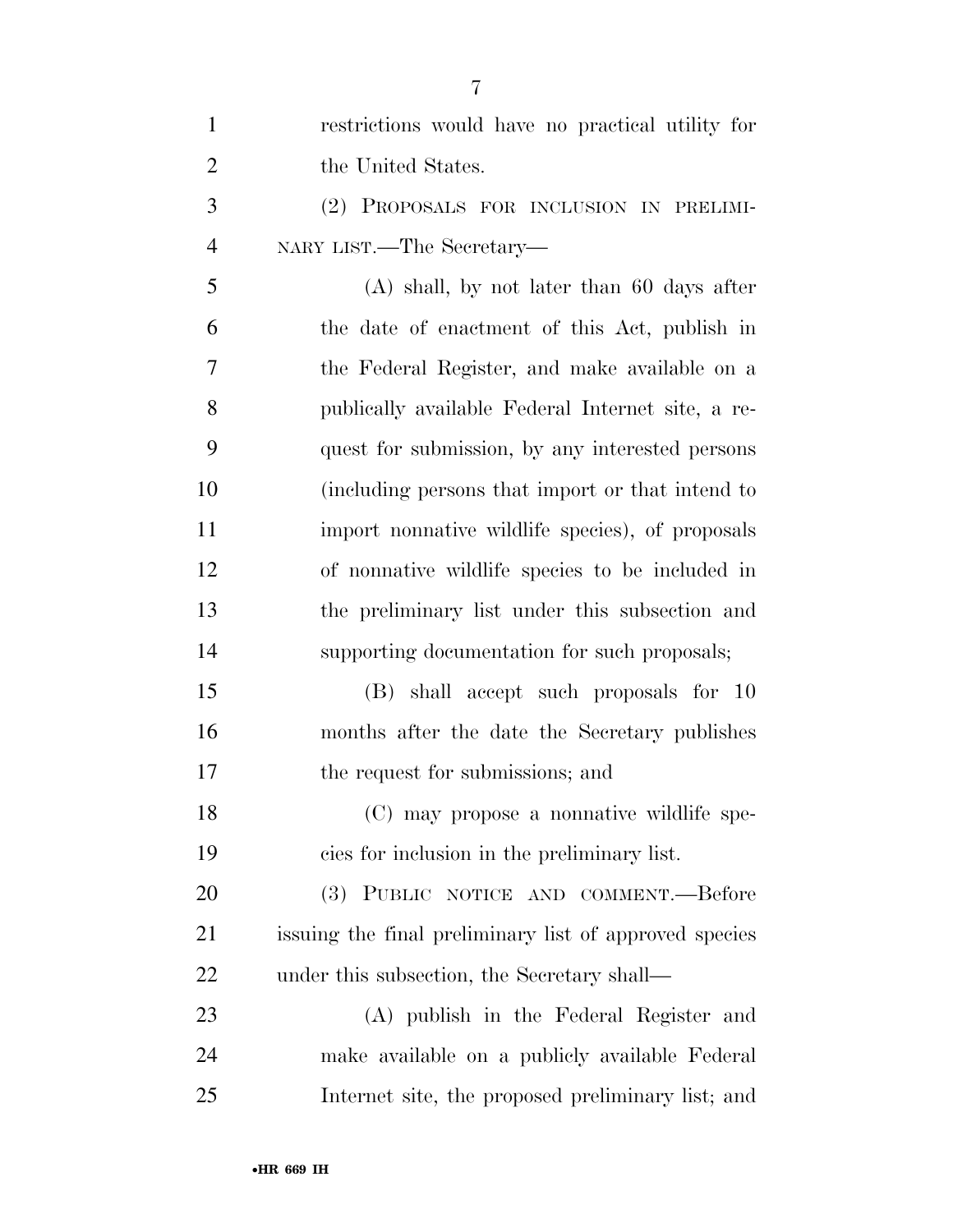restrictions would have no practical utility for the United States.

(2) PROPOSALS FOR INCLUSION IN PRELIMINARY LIST.—The Secretary—

(A) shall, by not later than 60 days after the date of enactment of this Act, publish in the Federal Register, and make available on a publically available Federal Internet site, a request for submission, by any interested persons (including persons that import or that intend to import nonnative wildlife species), of proposals of nonnative wildlife species to be included in the preliminary list under this subsection and supporting documentation for such proposals;

(B) shall accept such proposals for 10 months after the date the Secretary publishes the request for submissions; and

(C) may propose a nonnative wildlife species for inclusion in the preliminary list.

(3) PUBLIC NOTICE AND COMMENT.—Before issuing the final preliminary list of approved species under this subsection, the Secretary shall—

(A) publish in the Federal Register and make available on a publicly available Federal Internet site, the proposed preliminary list; and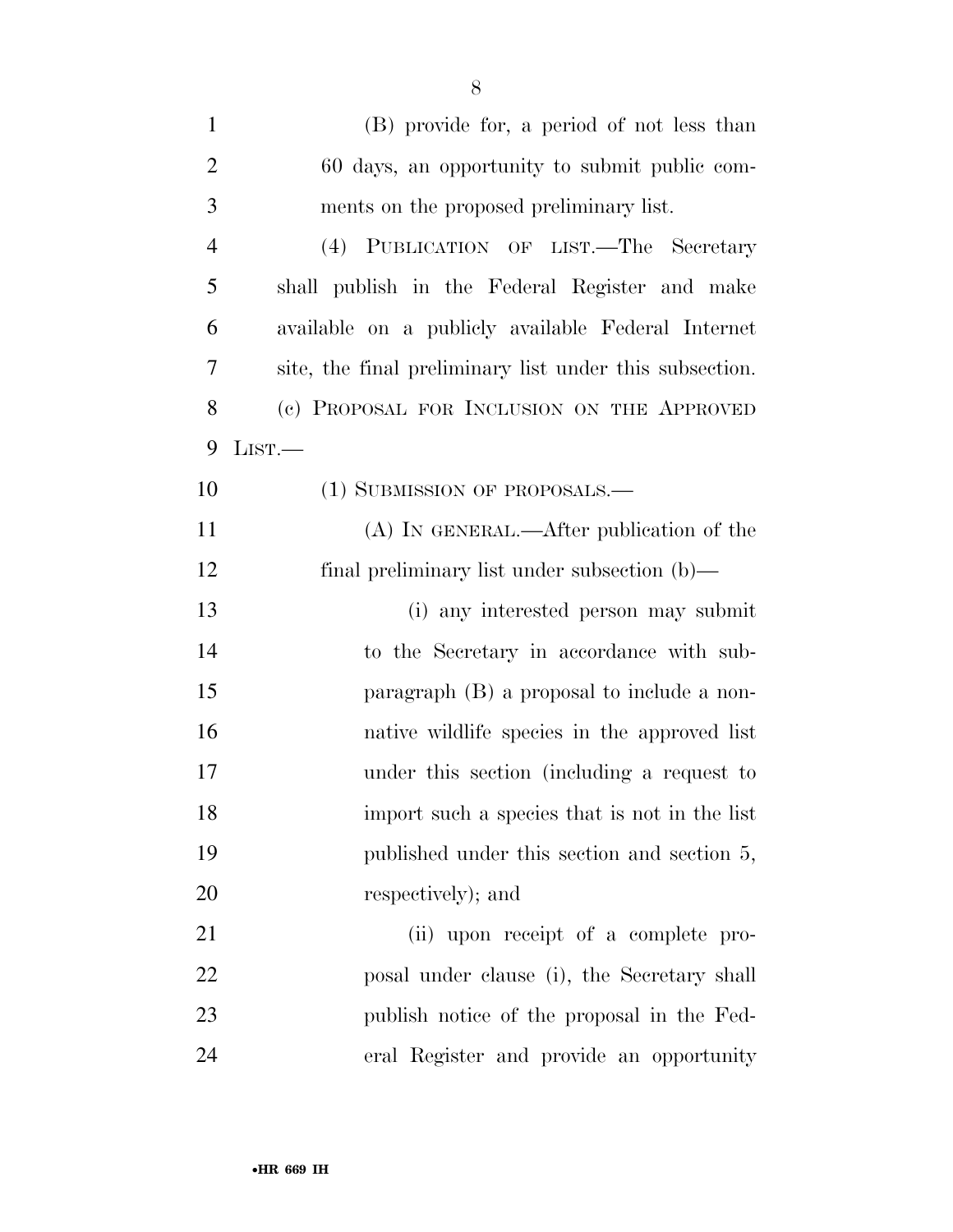(B) provide for, a period of not less than 60 days, an opportunity to submit public comments on the proposed preliminary list.

(4) PUBLICATION OF LIST.—The Secretary shall publish in the Federal Register and make available on a publicly available Federal Internet site, the final preliminary list under this subsection.

(c) PROPOSAL FOR INCLUSION ON THE APPROVED LIST.—

(1) SUBMISSION OF PROPOSALS.—

(A) IN GENERAL.—After publication of the final preliminary list under subsection (b)—

(i) any interested person may submit to the Secretary in accordance with subparagraph (B) a proposal to include a nonnative wildlife species in the approved list under this section (including a request to import such a species that is not in the list published under this section and section 5, respectively); and

(ii) upon receipt of a complete proposal under clause (i), the Secretary shall publish notice of the proposal in the Federal Register and provide an opportunity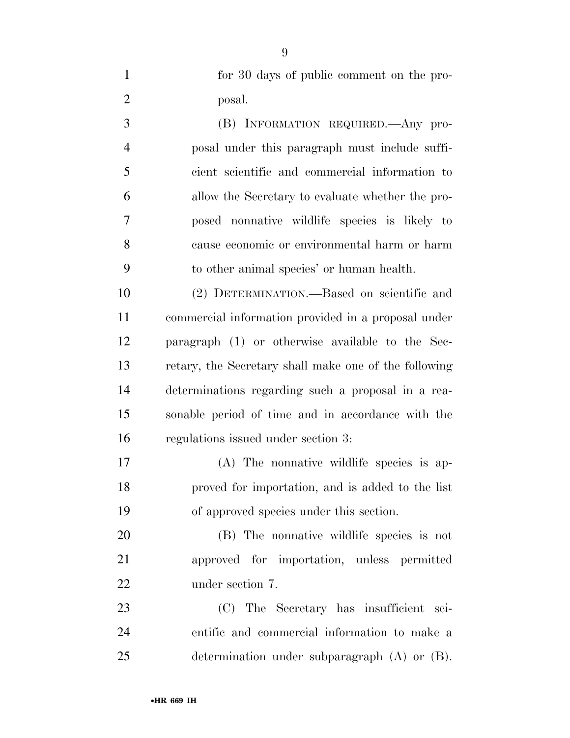for 30 days of public comment on the proposal.

(B) INFORMATION REQUIRED.—Any proposal under this paragraph must include sufficient scientific and commercial information to allow the Secretary to evaluate whether the proposed nonnative wildlife species is likely to cause economic or environmental harm or harm to other animal species' or human health.

(2) DETERMINATION.—Based on scientific and commercial information provided in a proposal under paragraph (1) or otherwise available to the Secretary, the Secretary shall make one of the following determinations regarding such a proposal in a reasonable period of time and in accordance with the regulations issued under section 3:

(A) The nonnative wildlife species is approved for importation, and is added to the list of approved species under this section.

(B) The nonnative wildlife species is not approved for importation, unless permitted under section 7.

(C) The Secretary has insufficient scientific and commercial information to make a determination under subparagraph (A) or (B).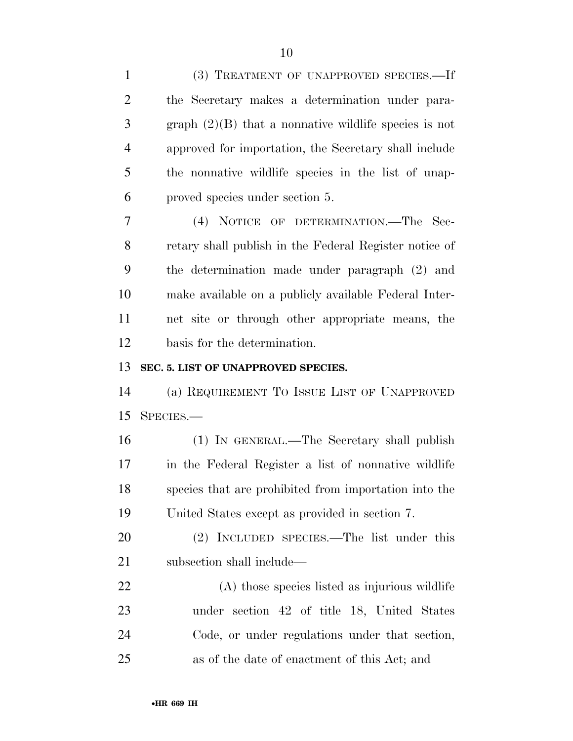(3) TREATMENT OF UNAPPROVED SPECIES.—If the Secretary makes a determination under paragraph (2)(B) that a nonnative wildlife species is not approved for importation, the Secretary shall include the nonnative wildlife species in the list of unapproved species under section 5.

(4) NOTICE OF DETERMINATION.—The Secretary shall publish in the Federal Register notice of the determination made under paragraph (2) and make available on a publicly available Federal Internet site or through other appropriate means, the basis for the determination.

**SEC. 5. LIST OF UNAPPROVED SPECIES.**

(a) REQUIREMENT TO ISSUE LIST OF UNAPPROVED SPECIES.—

(1) IN GENERAL.—The Secretary shall publish in the Federal Register a list of nonnative wildlife species that are prohibited from importation into the United States except as provided in section 7.

(2) INCLUDED SPECIES.—The list under this subsection shall include—

(A) those species listed as injurious wildlife under section 42 of title 18, United States Code, or under regulations under that section, as of the date of enactment of this Act; and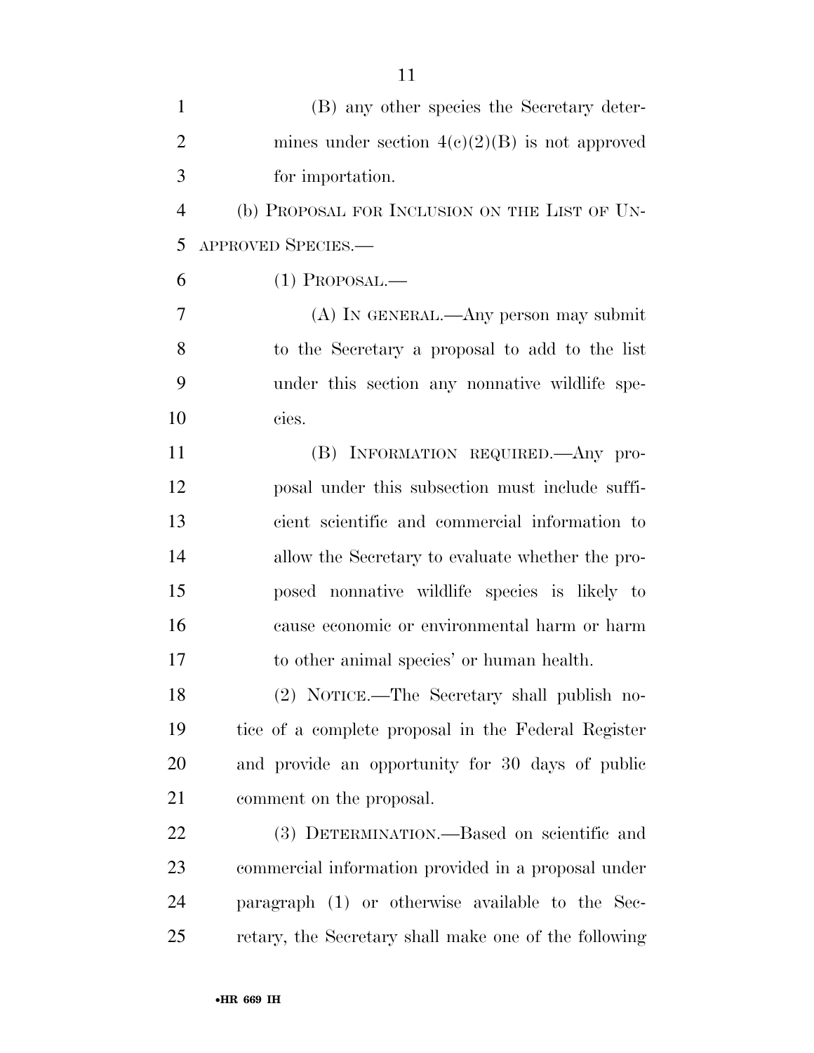(B) any other species the Secretary determines under section 4(c)(2)(B) is not approved for importation.

(b) PROPOSAL FOR INCLUSION ON THE LIST OF UNAPPROVED SPECIES.—

(1) PROPOSAL.—

(A) IN GENERAL.—Any person may submit to the Secretary a proposal to add to the list under this section any nonnative wildlife species.

(B) INFORMATION REQUIRED.—Any proposal under this subsection must include sufficient scientific and commercial information to allow the Secretary to evaluate whether the proposed nonnative wildlife species is likely to cause economic or environmental harm or harm to other animal species' or human health.

(2) NOTICE.—The Secretary shall publish notice of a complete proposal in the Federal Register and provide an opportunity for 30 days of public comment on the proposal.

(3) DETERMINATION.—Based on scientific and commercial information provided in a proposal under paragraph (1) or otherwise available to the Secretary, the Secretary shall make one of the following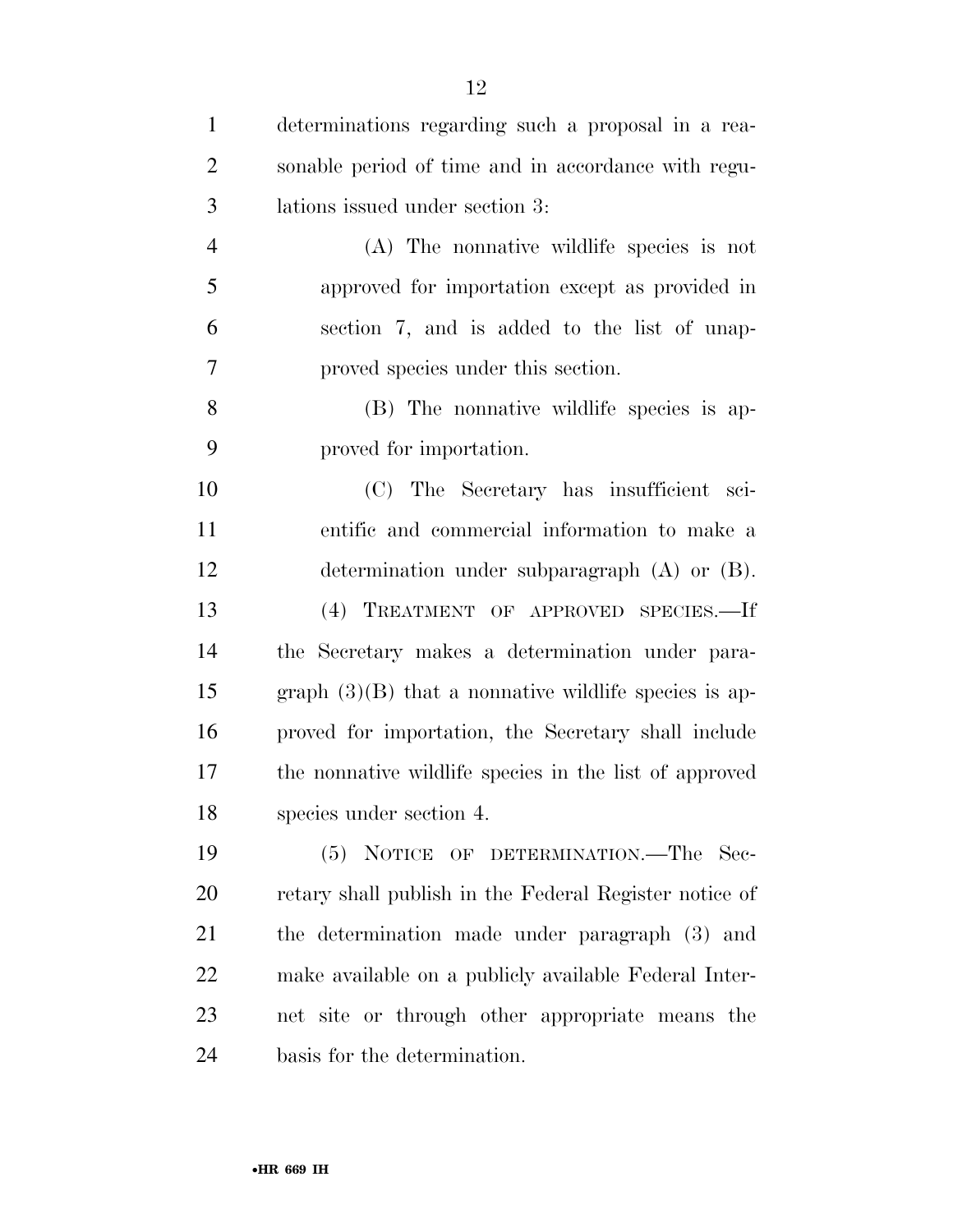determinations regarding such a proposal in a reasonable period of time and in accordance with regulations issued under section 3:

(A) The nonnative wildlife species is not approved for importation except as provided in section 7, and is added to the list of unapproved species under this section.

(B) The nonnative wildlife species is approved for importation.

(C) The Secretary has insufficient scientific and commercial information to make a determination under subparagraph (A) or (B).

(4) TREATMENT OF APPROVED SPECIES.—If the Secretary makes a determination under paragraph (3)(B) that a nonnative wildlife species is approved for importation, the Secretary shall include the nonnative wildlife species in the list of approved species under section 4.

(5) NOTICE OF DETERMINATION.—The Secretary shall publish in the Federal Register notice of the determination made under paragraph (3) and make available on a publicly available Federal Internet site or through other appropriate means the basis for the determination.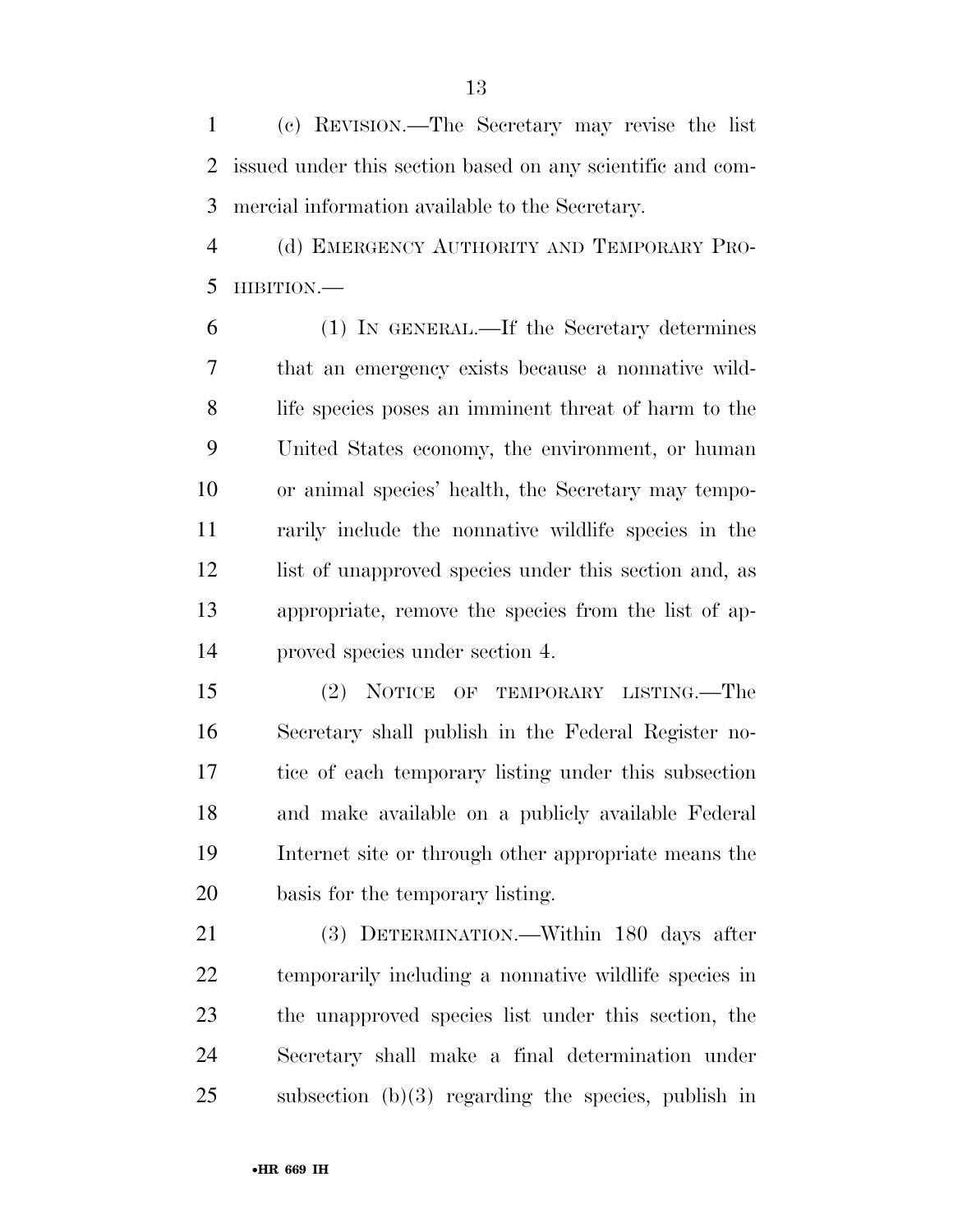(c) REVISION.—The Secretary may revise the list issued under this section based on any scientific and commercial information available to the Secretary.

(d) EMERGENCY AUTHORITY AND TEMPORARY PROHIBITION.—

(1) IN GENERAL.—If the Secretary determines that an emergency exists because a nonnative wildlife species poses an imminent threat of harm to the United States economy, the environment, or human or animal species' health, the Secretary may temporarily include the nonnative wildlife species in the list of unapproved species under this section and, as appropriate, remove the species from the list of approved species under section 4.

(2) NOTICE OF TEMPORARY LISTING.—The Secretary shall publish in the Federal Register notice of each temporary listing under this subsection and make available on a publicly available Federal Internet site or through other appropriate means the basis for the temporary listing.

(3) DETERMINATION.—Within 180 days after temporarily including a nonnative wildlife species in the unapproved species list under this section, the Secretary shall make a final determination under subsection (b)(3) regarding the species, publish in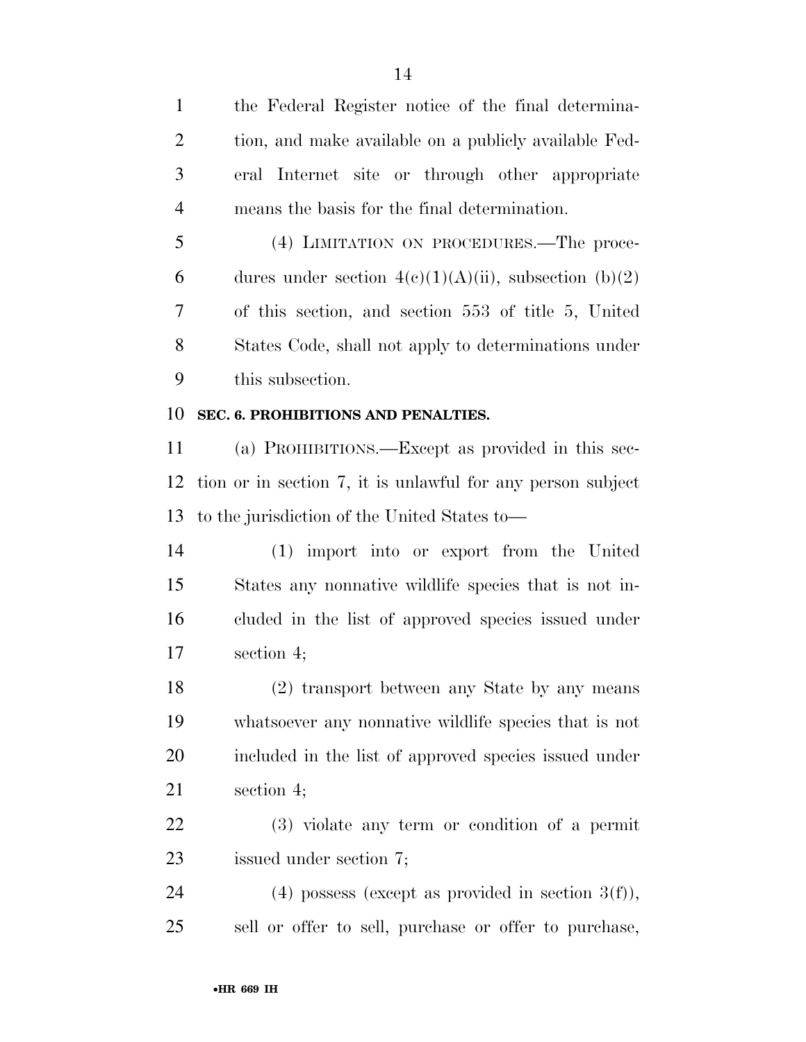the Federal Register notice of the final determination, and make available on a publicly available Federal Internet site or through other appropriate means the basis for the final determination.

(4) LIMITATION ON PROCEDURES.—The procedures under section 4(c)(1)(A)(ii), subsection (b)(2) of this section, and section 553 of title 5, United States Code, shall not apply to determinations under this subsection.

**SEC. 6. PROHIBITIONS AND PENALTIES.**

(a) PROHIBITIONS.—Except as provided in this section or in section 7, it is unlawful for any person subject to the jurisdiction of the United States to—

(1) import into or export from the United States any nonnative wildlife species that is not included in the list of approved species issued under section 4;

(2) transport between any State by any means whatsoever any nonnative wildlife species that is not included in the list of approved species issued under section 4;

(3) violate any term or condition of a permit issued under section 7;

(4) possess (except as provided in section 3(f)), sell or offer to sell, purchase or offer to purchase,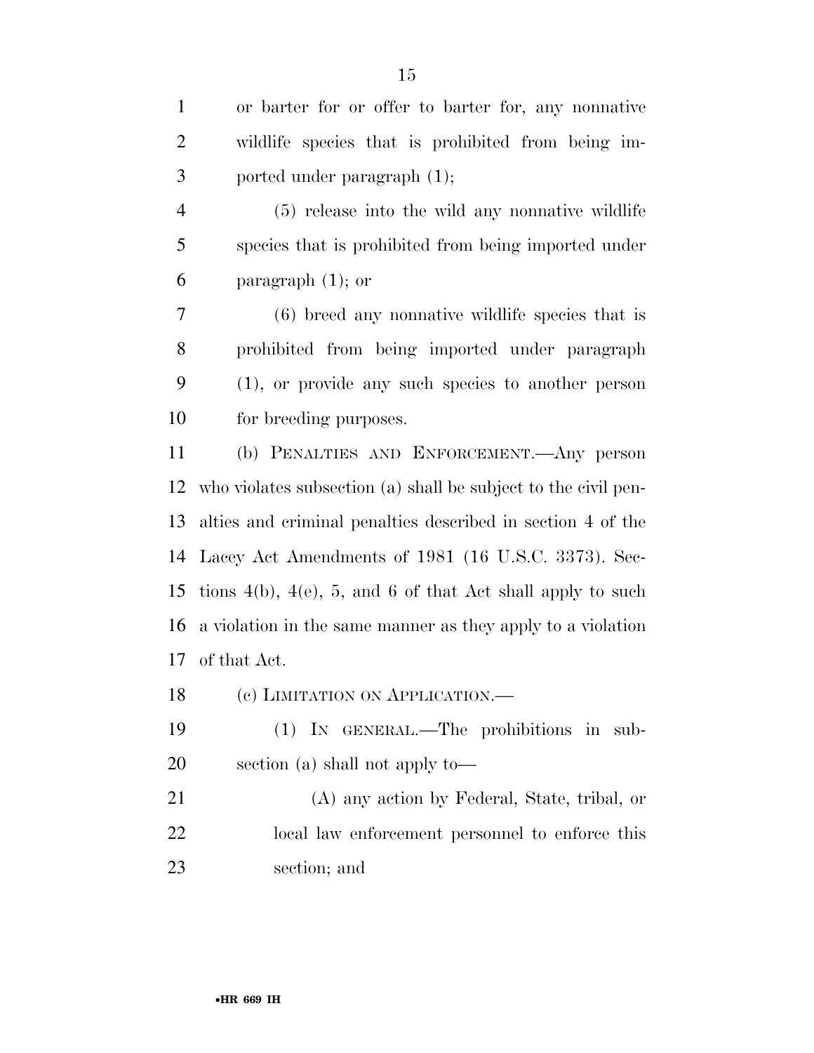or barter for or offer to barter for, any nonnative wildlife species that is prohibited from being imported under paragraph (1);

(5) release into the wild any nonnative wildlife species that is prohibited from being imported under paragraph (1); or

(6) breed any nonnative wildlife species that is prohibited from being imported under paragraph (1), or provide any such species to another person for breeding purposes.

(b) PENALTIES AND ENFORCEMENT.—Any person who violates subsection (a) shall be subject to the civil penalties and criminal penalties described in section 4 of the Lacey Act Amendments of 1981 (16 U.S.C. 3373). Sections 4(b), 4(e), 5, and 6 of that Act shall apply to such a violation in the same manner as they apply to a violation of that Act.

(c) LIMITATION ON APPLICATION.—

(1) IN GENERAL.—The prohibitions in subsection (a) shall not apply to—

(A) any action by Federal, State, tribal, or local law enforcement personnel to enforce this section; and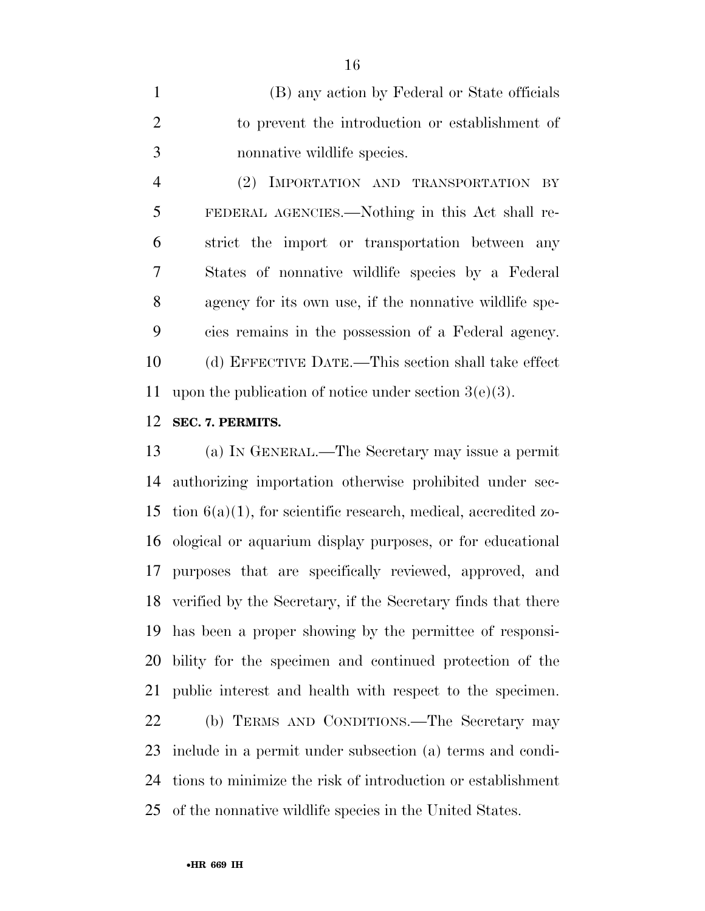(B) any action by Federal or State officials to prevent the introduction or establishment of nonnative wildlife species.

(2) IMPORTATION AND TRANSPORTATION BY FEDERAL AGENCIES.—Nothing in this Act shall restrict the import or transportation between any States of nonnative wildlife species by a Federal agency for its own use, if the nonnative wildlife species remains in the possession of a Federal agency.

(d) EFFECTIVE DATE.—This section shall take effect upon the publication of notice under section 3(e)(3).

**SEC. 7. PERMITS.**

(a) IN GENERAL.—The Secretary may issue a permit authorizing importation otherwise prohibited under section 6(a)(1), for scientific research, medical, accredited zoological or aquarium display purposes, or for educational purposes that are specifically reviewed, approved, and verified by the Secretary, if the Secretary finds that there has been a proper showing by the permittee of responsibility for the specimen and continued protection of the public interest and health with respect to the specimen.

(b) TERMS AND CONDITIONS.—The Secretary may include in a permit under subsection (a) terms and conditions to minimize the risk of introduction or establishment of the nonnative wildlife species in the United States.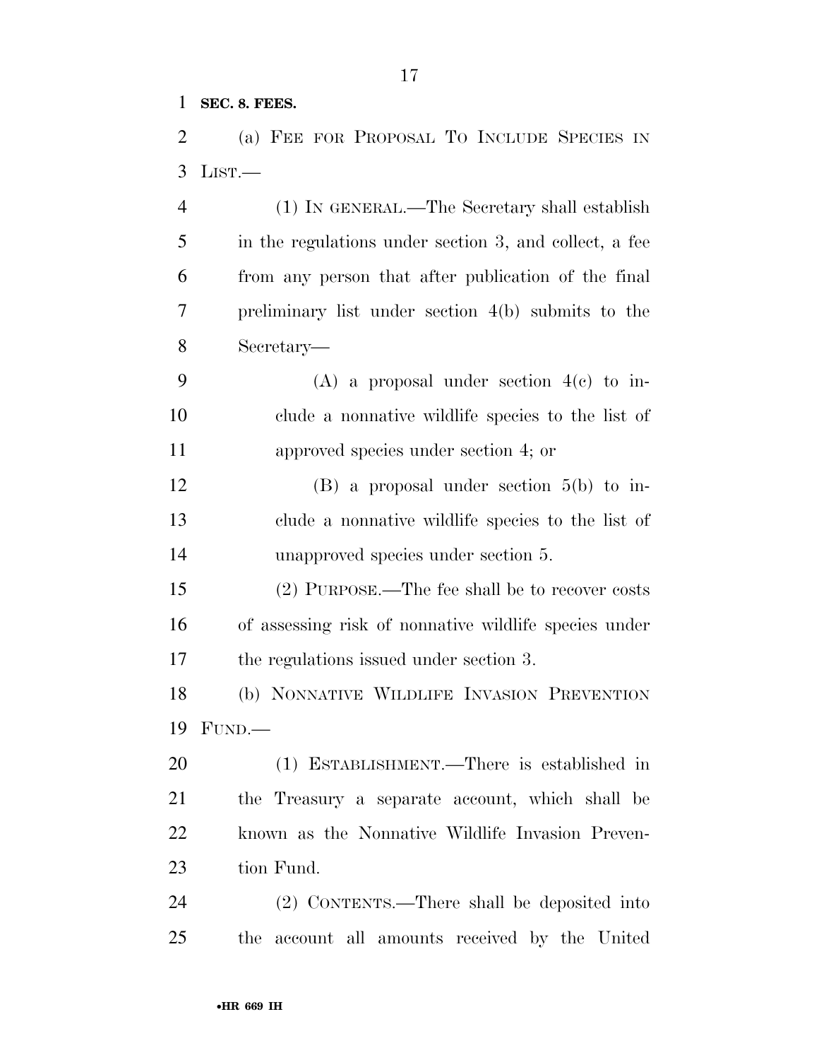**SEC. 8. FEES.**

(a) FEE FOR PROPOSAL TO INCLUDE SPECIES IN LIST.—

(1) IN GENERAL.—The Secretary shall establish in the regulations under section 3, and collect, a fee from any person that after publication of the final preliminary list under section 4(b) submits to the Secretary—

(A) a proposal under section 4(c) to include a nonnative wildlife species to the list of approved species under section 4; or

(B) a proposal under section 5(b) to include a nonnative wildlife species to the list of unapproved species under section 5.

(2) PURPOSE.—The fee shall be to recover costs of assessing risk of nonnative wildlife species under the regulations issued under section 3.

(b) NONNATIVE WILDLIFE INVASION PREVENTION FUND.—

(1) ESTABLISHMENT.—There is established in the Treasury a separate account, which shall be known as the Nonnative Wildlife Invasion Prevention Fund.

(2) CONTENTS.—There shall be deposited into the account all amounts received by the United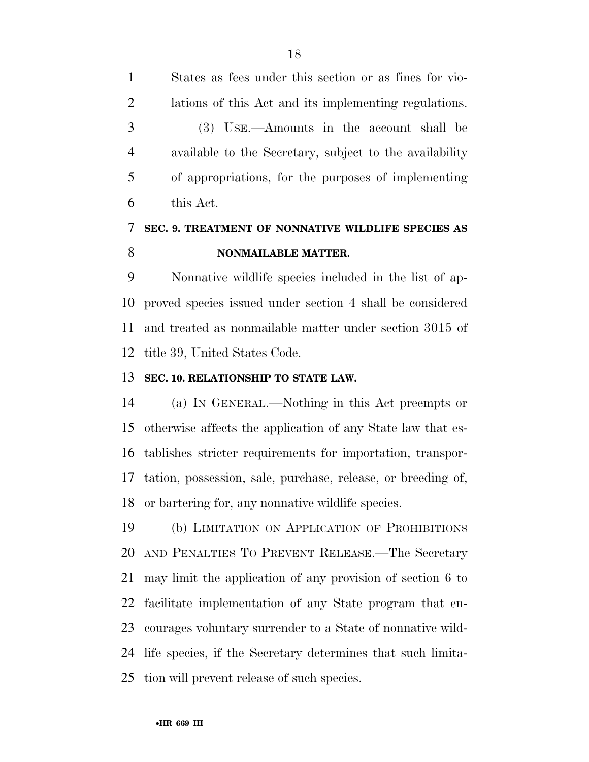States as fees under this section or as fines for violations of this Act and its implementing regulations.

(3) USE.—Amounts in the account shall be available to the Secretary, subject to the availability of appropriations, for the purposes of implementing this Act.

## SEC. 9. TREATMENT OF NONNATIVE WILDLIFE SPECIES AS NONMAILABLE MATTER.

Nonnative wildlife species included in the list of approved species issued under section 4 shall be considered and treated as nonmailable matter under section 3015 of title 39, United States Code.

## SEC. 10. RELATIONSHIP TO STATE LAW.

(a) IN GENERAL.—Nothing in this Act preempts or otherwise affects the application of any State law that establishes stricter requirements for importation, transportation, possession, sale, purchase, release, or breeding of, or bartering for, any nonnative wildlife species.

(b) LIMITATION ON APPLICATION OF PROHIBITIONS AND PENALTIES TO PREVENT RELEASE.—The Secretary may limit the application of any provision of section 6 to facilitate implementation of any State program that encourages voluntary surrender to a State of nonnative wildlife species, if the Secretary determines that such limitation will prevent release of such species.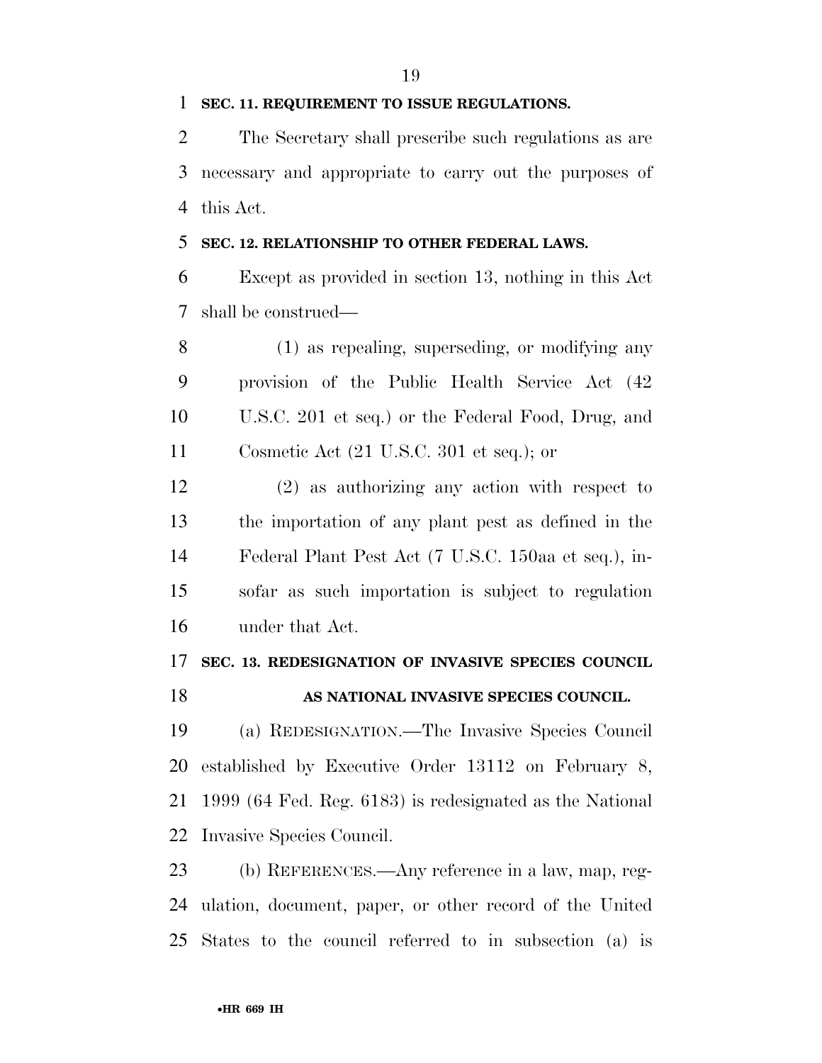**SEC. 11. REQUIREMENT TO ISSUE REGULATIONS.**

The Secretary shall prescribe such regulations as are necessary and appropriate to carry out the purposes of this Act.

**SEC. 12. RELATIONSHIP TO OTHER FEDERAL LAWS.**

Except as provided in section 13, nothing in this Act shall be construed—

(1) as repealing, superseding, or modifying any provision of the Public Health Service Act (42 U.S.C. 201 et seq.) or the Federal Food, Drug, and Cosmetic Act (21 U.S.C. 301 et seq.); or

(2) as authorizing any action with respect to the importation of any plant pest as defined in the Federal Plant Pest Act (7 U.S.C. 150aa et seq.), insofar as such importation is subject to regulation under that Act.

**SEC. 13. REDESIGNATION OF INVASIVE SPECIES COUNCIL AS NATIONAL INVASIVE SPECIES COUNCIL.**

(a) REDESIGNATION.—The Invasive Species Council established by Executive Order 13112 on February 8, 1999 (64 Fed. Reg. 6183) is redesignated as the National Invasive Species Council.

(b) REFERENCES.—Any reference in a law, map, regulation, document, paper, or other record of the United States to the council referred to in subsection (a) is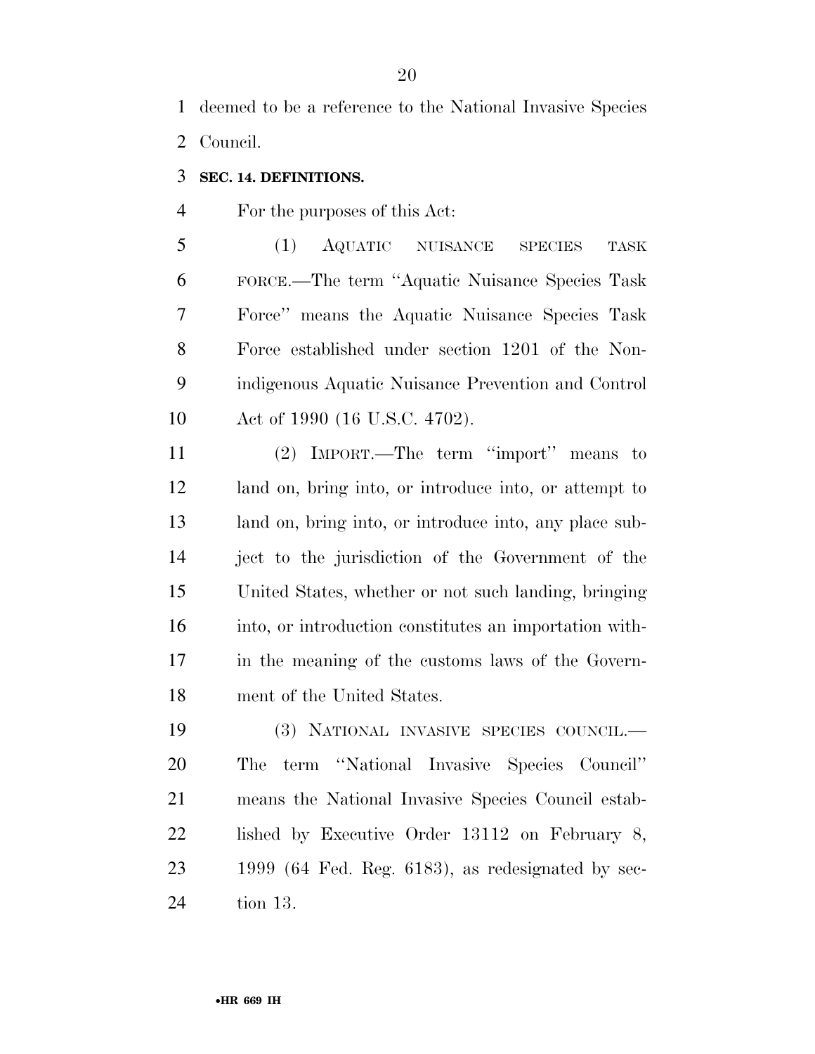deemed to be a reference to the National Invasive Species Council.

**SEC. 14. DEFINITIONS.**

For the purposes of this Act:

(1) AQUATIC NUISANCE SPECIES TASK FORCE.—The term ''Aquatic Nuisance Species Task Force'' means the Aquatic Nuisance Species Task Force established under section 1201 of the Nonindigenous Aquatic Nuisance Prevention and Control Act of 1990 (16 U.S.C. 4702).

(2) IMPORT.—The term ''import'' means to land on, bring into, or introduce into, or attempt to land on, bring into, or introduce into, any place subject to the jurisdiction of the Government of the United States, whether or not such landing, bringing into, or introduction constitutes an importation within the meaning of the customs laws of the Government of the United States.

(3) NATIONAL INVASIVE SPECIES COUNCIL.—The term ''National Invasive Species Council'' means the National Invasive Species Council established by Executive Order 13112 on February 8, 1999 (64 Fed. Reg. 6183), as redesignated by section 13.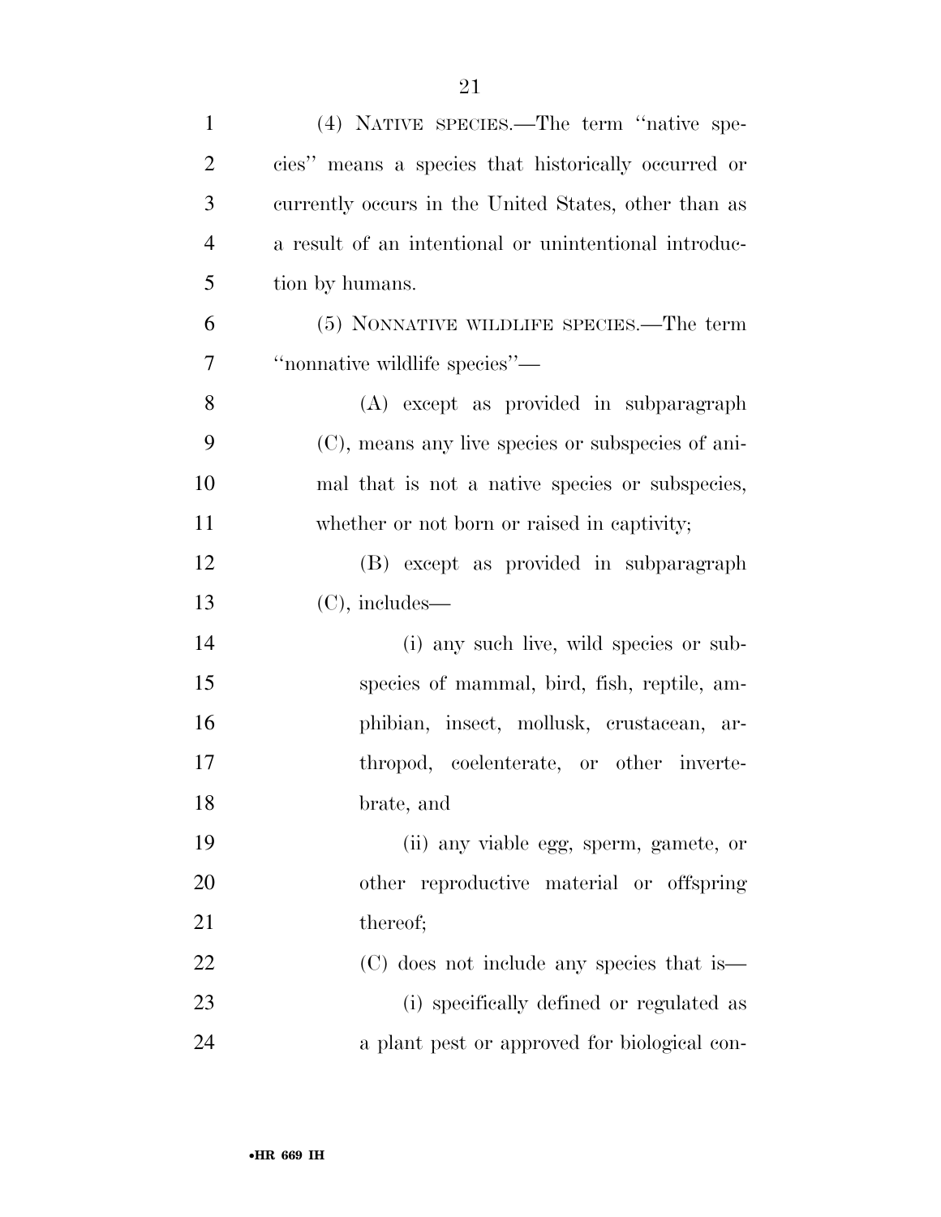(4) NATIVE SPECIES.—The term ''native species'' means a species that historically occurred or currently occurs in the United States, other than as a result of an intentional or unintentional introduction by humans.

(5) NONNATIVE WILDLIFE SPECIES.—The term ''nonnative wildlife species''—

(A) except as provided in subparagraph (C), means any live species or subspecies of animal that is not a native species or subspecies, whether or not born or raised in captivity;

(B) except as provided in subparagraph (C), includes—

(i) any such live, wild species or subspecies of mammal, bird, fish, reptile, amphibian, insect, mollusk, crustacean, arthropod, coelenterate, or other invertebrate, and

(ii) any viable egg, sperm, gamete, or other reproductive material or offspring thereof;

(C) does not include any species that is—

(i) specifically defined or regulated as a plant pest or approved for biological con-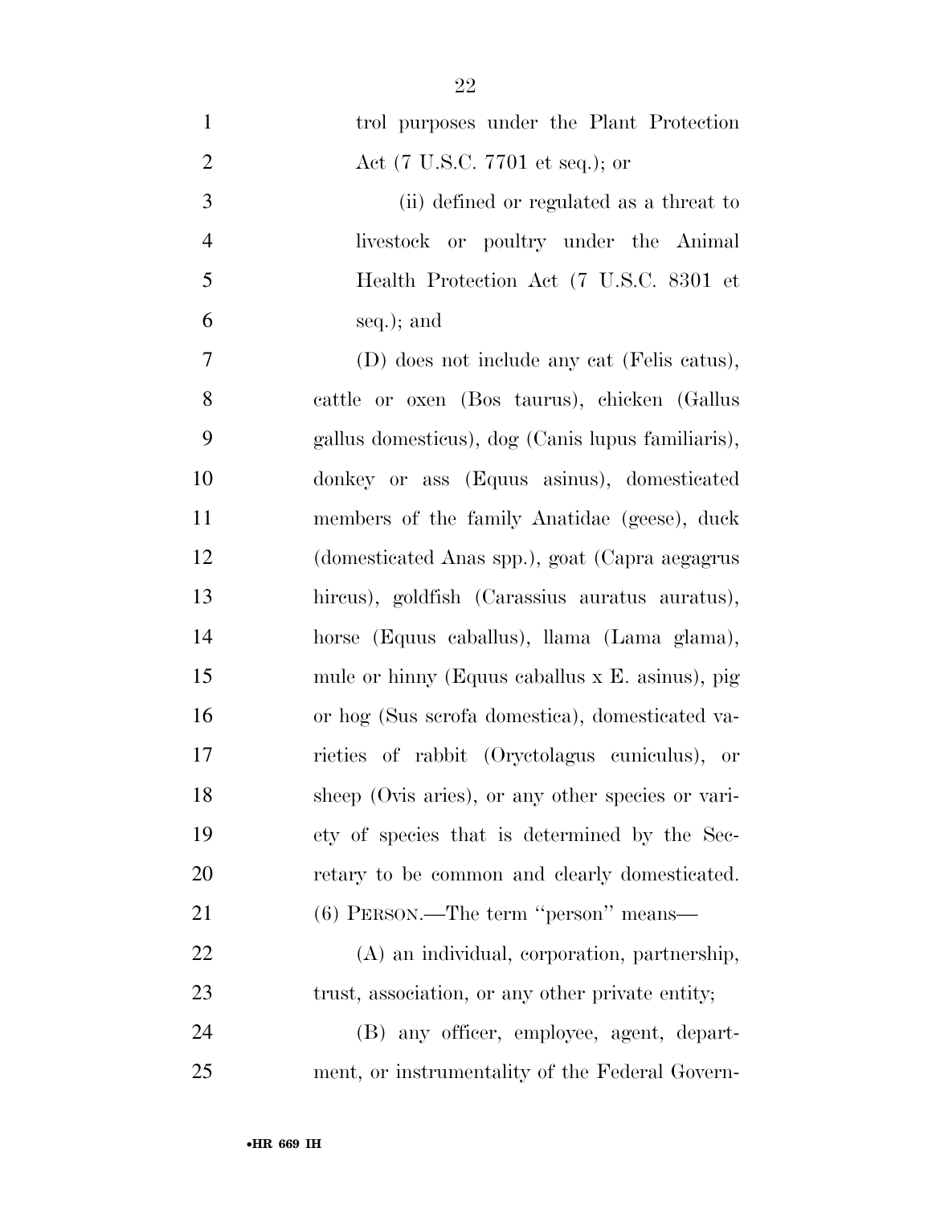trol purposes under the Plant Protection Act (7 U.S.C. 7701 et seq.); or

(ii) defined or regulated as a threat to livestock or poultry under the Animal Health Protection Act (7 U.S.C. 8301 et seq.); and

(D) does not include any cat (Felis catus), cattle or oxen (Bos taurus), chicken (Gallus gallus domesticus), dog (Canis lupus familiaris), donkey or ass (Equus asinus), domesticated members of the family Anatidae (geese), duck (domesticated Anas spp.), goat (Capra aegagrus hircus), goldfish (Carassius auratus auratus), horse (Equus caballus), llama (Lama glama), mule or hinny (Equus caballus x E. asinus), pig or hog (Sus scrofa domestica), domesticated varieties of rabbit (Oryctolagus cuniculus), or sheep (Ovis aries), or any other species or variety of species that is determined by the Secretary to be common and clearly domesticated.

(6) PERSON.—The term ''person'' means—

(A) an individual, corporation, partnership, trust, association, or any other private entity;

(B) any officer, employee, agent, department, or instrumentality of the Federal Govern-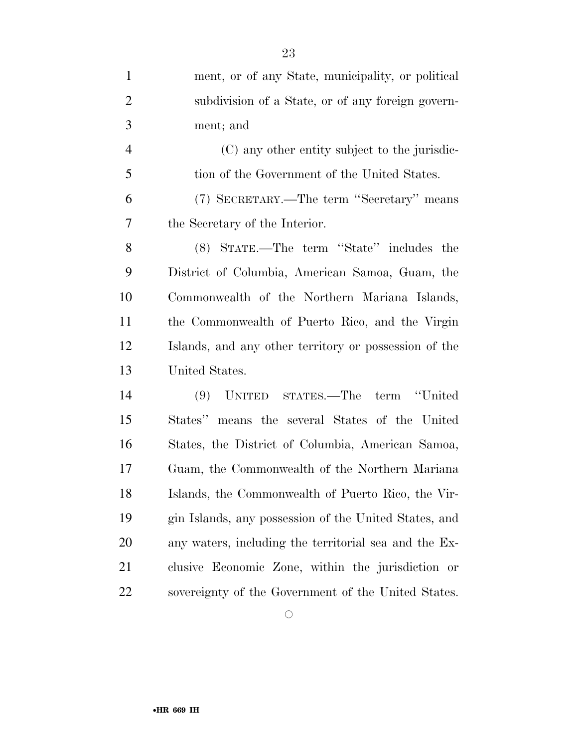ment, or of any State, municipality, or political subdivision of a State, or of any foreign government; and

(C) any other entity subject to the jurisdiction of the Government of the United States.

(7) SECRETARY.—The term ''Secretary'' means the Secretary of the Interior.

(8) STATE.—The term ''State'' includes the District of Columbia, American Samoa, Guam, the Commonwealth of the Northern Mariana Islands, the Commonwealth of Puerto Rico, and the Virgin Islands, and any other territory or possession of the United States.

(9) UNITED STATES.—The term ''United States'' means the several States of the United States, the District of Columbia, American Samoa, Guam, the Commonwealth of the Northern Mariana Islands, the Commonwealth of Puerto Rico, the Virgin Islands, any possession of the United States, and any waters, including the territorial sea and the Exclusive Economic Zone, within the jurisdiction or sovereignty of the Government of the United States.

○